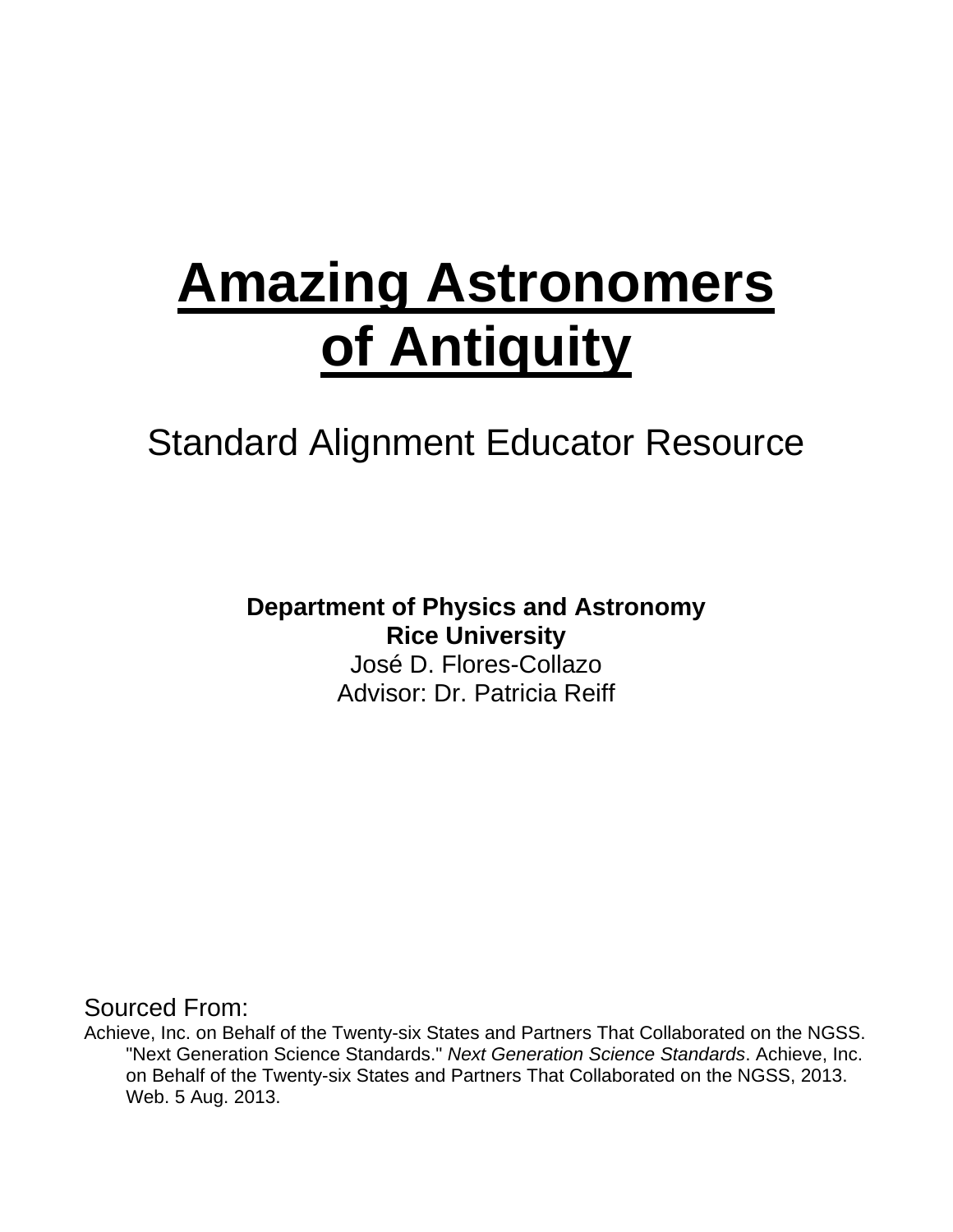# Amazing Astronomers of Antiquity

## Standard Alignment Educator Resource

**Department of Physics and Astronomy**
**Rice University**
José D. Flores-Collazo
Advisor: Dr. Patricia Reiff

Sourced From:

Achieve, Inc. on Behalf of the Twenty-six States and Partners That Collaborated on the NGSS. "Next Generation Science Standards." *Next Generation Science Standards*. Achieve, Inc. on Behalf of the Twenty-six States and Partners That Collaborated on the NGSS, 2013. Web. 5 Aug. 2013.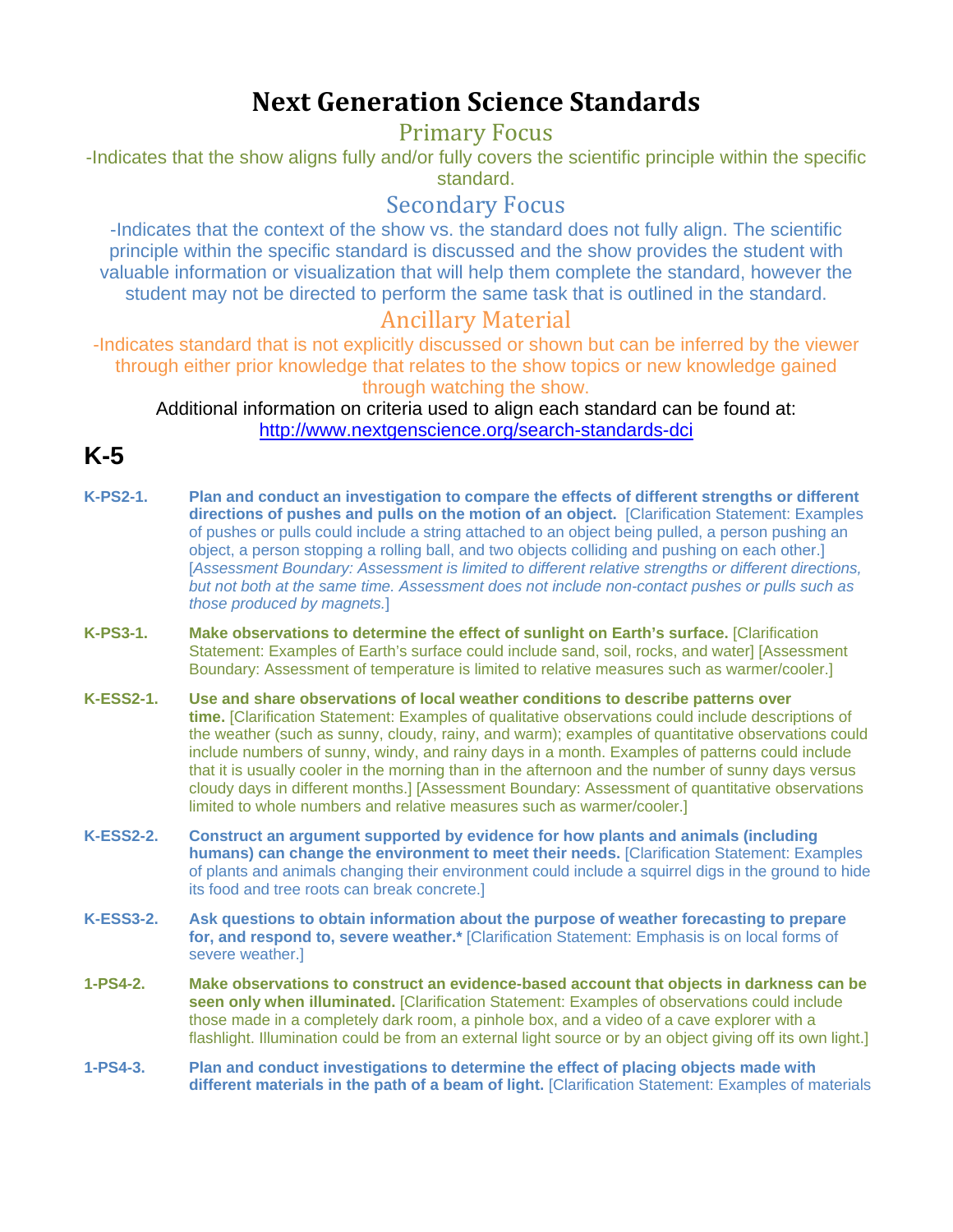# Next Generation Science Standards

## Primary Focus

-Indicates that the show aligns fully and/or fully covers the scientific principle within the specific standard.

## Secondary Focus

-Indicates that the context of the show vs. the standard does not fully align. The scientific principle within the specific standard is discussed and the show provides the student with valuable information or visualization that will help them complete the standard, however the student may not be directed to perform the same task that is outlined in the standard.

## Ancillary Material

-Indicates standard that is not explicitly discussed or shown but can be inferred by the viewer through either prior knowledge that relates to the show topics or new knowledge gained through watching the show.

Additional information on criteria used to align each standard can be found at: http://www.nextgenscience.org/search-standards-dci

## K-5

**K-PS2-1.** **Plan and conduct an investigation to compare the effects of different strengths or different directions of pushes and pulls on the motion of an object.** [Clarification Statement: Examples of pushes or pulls could include a string attached to an object being pulled, a person pushing an object, a person stopping a rolling ball, and two objects colliding and pushing on each other.] [*Assessment Boundary: Assessment is limited to different relative strengths or different directions, but not both at the same time. Assessment does not include non-contact pushes or pulls such as those produced by magnets.*]

**K-PS3-1.** **Make observations to determine the effect of sunlight on Earth's surface.** [Clarification Statement: Examples of Earth's surface could include sand, soil, rocks, and water] [Assessment Boundary: Assessment of temperature is limited to relative measures such as warmer/cooler.]

**K-ESS2-1.** **Use and share observations of local weather conditions to describe patterns over time.** [Clarification Statement: Examples of qualitative observations could include descriptions of the weather (such as sunny, cloudy, rainy, and warm); examples of quantitative observations could include numbers of sunny, windy, and rainy days in a month. Examples of patterns could include that it is usually cooler in the morning than in the afternoon and the number of sunny days versus cloudy days in different months.] [Assessment Boundary: Assessment of quantitative observations limited to whole numbers and relative measures such as warmer/cooler.]

**K-ESS2-2.** **Construct an argument supported by evidence for how plants and animals (including humans) can change the environment to meet their needs.** [Clarification Statement: Examples of plants and animals changing their environment could include a squirrel digs in the ground to hide its food and tree roots can break concrete.]

**K-ESS3-2.** **Ask questions to obtain information about the purpose of weather forecasting to prepare for, and respond to, severe weather.*** [Clarification Statement: Emphasis is on local forms of severe weather.]

**1-PS4-2.** **Make observations to construct an evidence-based account that objects in darkness can be seen only when illuminated.** [Clarification Statement: Examples of observations could include those made in a completely dark room, a pinhole box, and a video of a cave explorer with a flashlight. Illumination could be from an external light source or by an object giving off its own light.]

**1-PS4-3.** **Plan and conduct investigations to determine the effect of placing objects made with different materials in the path of a beam of light.** [Clarification Statement: Examples of materials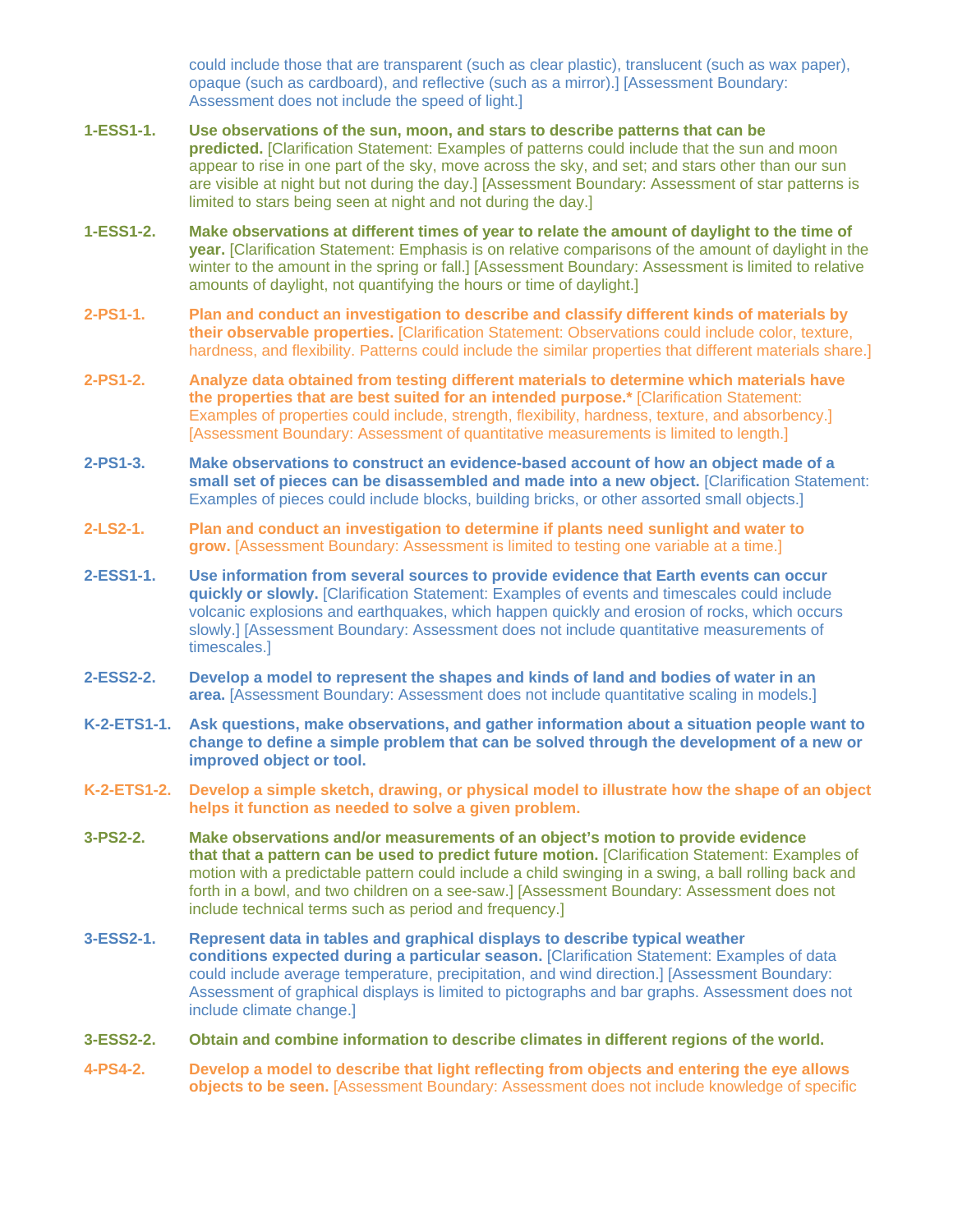could include those that are transparent (such as clear plastic), translucent (such as wax paper), opaque (such as cardboard), and reflective (such as a mirror).] [Assessment Boundary: Assessment does not include the speed of light.]

**1-ESS1-1.** **Use observations of the sun, moon, and stars to describe patterns that can be predicted.** [Clarification Statement: Examples of patterns could include that the sun and moon appear to rise in one part of the sky, move across the sky, and set; and stars other than our sun are visible at night but not during the day.] [Assessment Boundary: Assessment of star patterns is limited to stars being seen at night and not during the day.]

**1-ESS1-2.** **Make observations at different times of year to relate the amount of daylight to the time of year.** [Clarification Statement: Emphasis is on relative comparisons of the amount of daylight in the winter to the amount in the spring or fall.] [Assessment Boundary: Assessment is limited to relative amounts of daylight, not quantifying the hours or time of daylight.]

**2-PS1-1.** **Plan and conduct an investigation to describe and classify different kinds of materials by their observable properties.** [Clarification Statement: Observations could include color, texture, hardness, and flexibility. Patterns could include the similar properties that different materials share.]

**2-PS1-2.** **Analyze data obtained from testing different materials to determine which materials have the properties that are best suited for an intended purpose.*** [Clarification Statement: Examples of properties could include, strength, flexibility, hardness, texture, and absorbency.] [Assessment Boundary: Assessment of quantitative measurements is limited to length.]

**2-PS1-3.** **Make observations to construct an evidence-based account of how an object made of a small set of pieces can be disassembled and made into a new object.** [Clarification Statement: Examples of pieces could include blocks, building bricks, or other assorted small objects.]

**2-LS2-1.** **Plan and conduct an investigation to determine if plants need sunlight and water to grow.** [Assessment Boundary: Assessment is limited to testing one variable at a time.]

**2-ESS1-1.** **Use information from several sources to provide evidence that Earth events can occur quickly or slowly.** [Clarification Statement: Examples of events and timescales could include volcanic explosions and earthquakes, which happen quickly and erosion of rocks, which occurs slowly.] [Assessment Boundary: Assessment does not include quantitative measurements of timescales.]

**2-ESS2-2.** **Develop a model to represent the shapes and kinds of land and bodies of water in an area.** [Assessment Boundary: Assessment does not include quantitative scaling in models.]

**K-2-ETS1-1.** **Ask questions, make observations, and gather information about a situation people want to change to define a simple problem that can be solved through the development of a new or improved object or tool.**

**K-2-ETS1-2.** **Develop a simple sketch, drawing, or physical model to illustrate how the shape of an object helps it function as needed to solve a given problem.**

**3-PS2-2.** **Make observations and/or measurements of an object's motion to provide evidence that that a pattern can be used to predict future motion.** [Clarification Statement: Examples of motion with a predictable pattern could include a child swinging in a swing, a ball rolling back and forth in a bowl, and two children on a see-saw.] [Assessment Boundary: Assessment does not include technical terms such as period and frequency.]

**3-ESS2-1.** **Represent data in tables and graphical displays to describe typical weather conditions expected during a particular season.** [Clarification Statement: Examples of data could include average temperature, precipitation, and wind direction.] [Assessment Boundary: Assessment of graphical displays is limited to pictographs and bar graphs. Assessment does not include climate change.]

**3-ESS2-2.** **Obtain and combine information to describe climates in different regions of the world.**

**4-PS4-2.** **Develop a model to describe that light reflecting from objects and entering the eye allows objects to be seen.** [Assessment Boundary: Assessment does not include knowledge of specific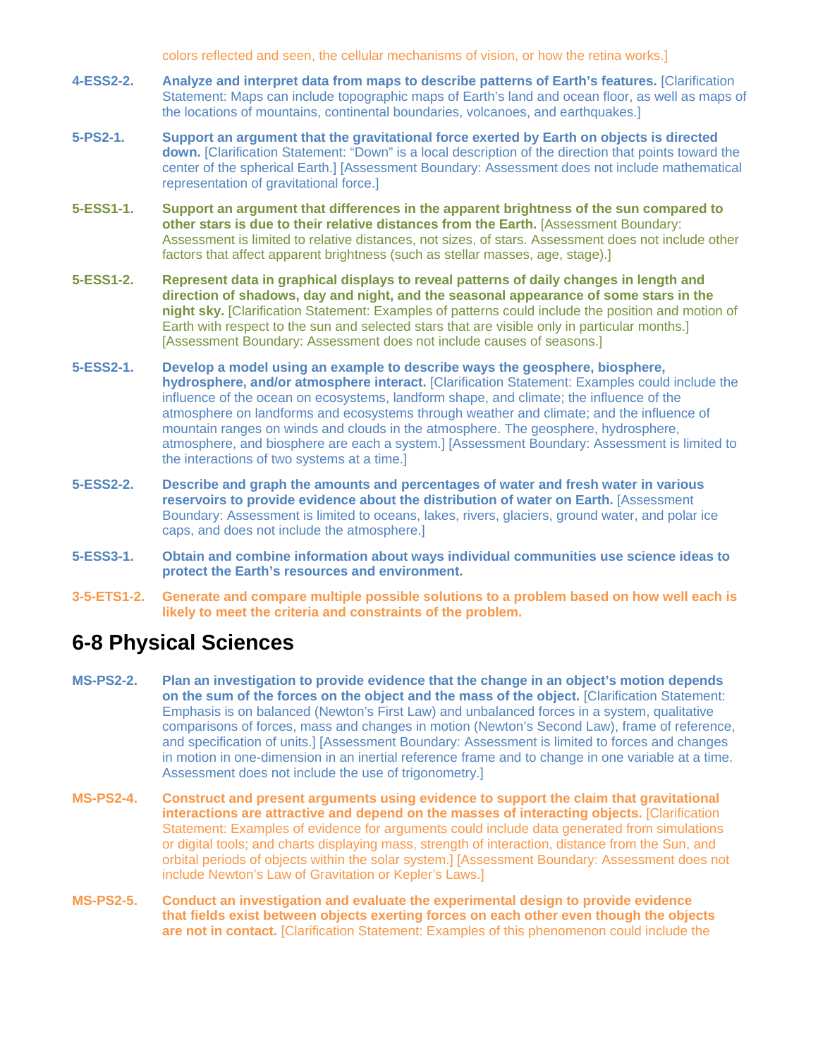colors reflected and seen, the cellular mechanisms of vision, or how the retina works.]

**4-ESS2-2.** **Analyze and interpret data from maps to describe patterns of Earth's features.** [Clarification Statement: Maps can include topographic maps of Earth's land and ocean floor, as well as maps of the locations of mountains, continental boundaries, volcanoes, and earthquakes.]

**5-PS2-1.** **Support an argument that the gravitational force exerted by Earth on objects is directed down.** [Clarification Statement: "Down" is a local description of the direction that points toward the center of the spherical Earth.] [Assessment Boundary: Assessment does not include mathematical representation of gravitational force.]

**5-ESS1-1.** **Support an argument that differences in the apparent brightness of the sun compared to other stars is due to their relative distances from the Earth.** [Assessment Boundary: Assessment is limited to relative distances, not sizes, of stars. Assessment does not include other factors that affect apparent brightness (such as stellar masses, age, stage).]

**5-ESS1-2.** **Represent data in graphical displays to reveal patterns of daily changes in length and direction of shadows, day and night, and the seasonal appearance of some stars in the night sky.** [Clarification Statement: Examples of patterns could include the position and motion of Earth with respect to the sun and selected stars that are visible only in particular months.] [Assessment Boundary: Assessment does not include causes of seasons.]

**5-ESS2-1.** **Develop a model using an example to describe ways the geosphere, biosphere, hydrosphere, and/or atmosphere interact.** [Clarification Statement: Examples could include the influence of the ocean on ecosystems, landform shape, and climate; the influence of the atmosphere on landforms and ecosystems through weather and climate; and the influence of mountain ranges on winds and clouds in the atmosphere. The geosphere, hydrosphere, atmosphere, and biosphere are each a system.] [Assessment Boundary: Assessment is limited to the interactions of two systems at a time.]

**5-ESS2-2.** **Describe and graph the amounts and percentages of water and fresh water in various reservoirs to provide evidence about the distribution of water on Earth.** [Assessment Boundary: Assessment is limited to oceans, lakes, rivers, glaciers, ground water, and polar ice caps, and does not include the atmosphere.]

**5-ESS3-1.** **Obtain and combine information about ways individual communities use science ideas to protect the Earth's resources and environment.**

**3-5-ETS1-2.** **Generate and compare multiple possible solutions to a problem based on how well each is likely to meet the criteria and constraints of the problem.**

## 6-8 Physical Sciences

**MS-PS2-2.** **Plan an investigation to provide evidence that the change in an object's motion depends on the sum of the forces on the object and the mass of the object.** [Clarification Statement: Emphasis is on balanced (Newton's First Law) and unbalanced forces in a system, qualitative comparisons of forces, mass and changes in motion (Newton's Second Law), frame of reference, and specification of units.] [Assessment Boundary: Assessment is limited to forces and changes in motion in one-dimension in an inertial reference frame and to change in one variable at a time. Assessment does not include the use of trigonometry.]

**MS-PS2-4.** **Construct and present arguments using evidence to support the claim that gravitational interactions are attractive and depend on the masses of interacting objects.** [Clarification Statement: Examples of evidence for arguments could include data generated from simulations or digital tools; and charts displaying mass, strength of interaction, distance from the Sun, and orbital periods of objects within the solar system.] [Assessment Boundary: Assessment does not include Newton's Law of Gravitation or Kepler's Laws.]

**MS-PS2-5.** **Conduct an investigation and evaluate the experimental design to provide evidence that fields exist between objects exerting forces on each other even though the objects are not in contact.** [Clarification Statement: Examples of this phenomenon could include the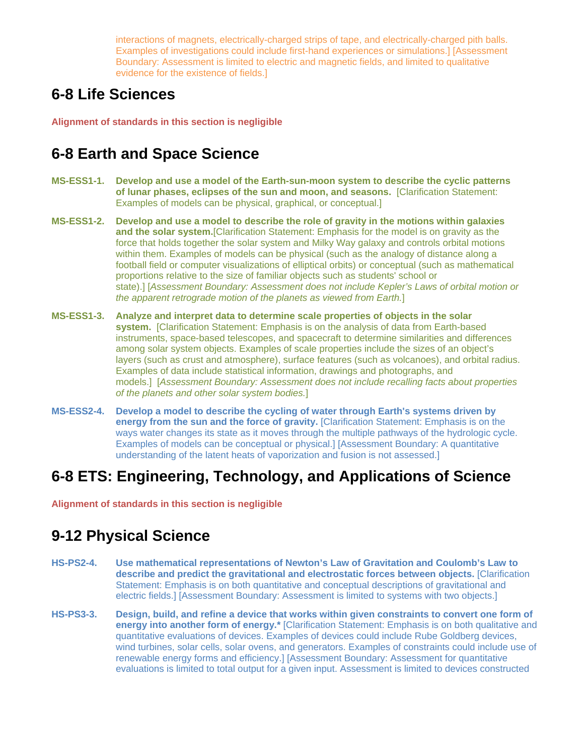interactions of magnets, electrically-charged strips of tape, and electrically-charged pith balls. Examples of investigations could include first-hand experiences or simulations.] [Assessment Boundary: Assessment is limited to electric and magnetic fields, and limited to qualitative evidence for the existence of fields.]

## 6-8 Life Sciences

**Alignment of standards in this section is negligible**

## 6-8 Earth and Space Science

**MS-ESS1-1.** **Develop and use a model of the Earth-sun-moon system to describe the cyclic patterns of lunar phases, eclipses of the sun and moon, and seasons.** [Clarification Statement: Examples of models can be physical, graphical, or conceptual.]

**MS-ESS1-2.** **Develop and use a model to describe the role of gravity in the motions within galaxies and the solar system.**[Clarification Statement: Emphasis for the model is on gravity as the force that holds together the solar system and Milky Way galaxy and controls orbital motions within them. Examples of models can be physical (such as the analogy of distance along a football field or computer visualizations of elliptical orbits) or conceptual (such as mathematical proportions relative to the size of familiar objects such as students' school or state).] [*Assessment Boundary: Assessment does not include Kepler's Laws of orbital motion or the apparent retrograde motion of the planets as viewed from Earth.*]

**MS-ESS1-3.** **Analyze and interpret data to determine scale properties of objects in the solar system.** [Clarification Statement: Emphasis is on the analysis of data from Earth-based instruments, space-based telescopes, and spacecraft to determine similarities and differences among solar system objects. Examples of scale properties include the sizes of an object's layers (such as crust and atmosphere), surface features (such as volcanoes), and orbital radius. Examples of data include statistical information, drawings and photographs, and models.] [*Assessment Boundary: Assessment does not include recalling facts about properties of the planets and other solar system bodies.*]

**MS-ESS2-4.** **Develop a model to describe the cycling of water through Earth's systems driven by energy from the sun and the force of gravity.** [Clarification Statement: Emphasis is on the ways water changes its state as it moves through the multiple pathways of the hydrologic cycle. Examples of models can be conceptual or physical.] [Assessment Boundary: A quantitative understanding of the latent heats of vaporization and fusion is not assessed.]

## 6-8 ETS: Engineering, Technology, and Applications of Science

**Alignment of standards in this section is negligible**

## 9-12 Physical Science

**HS-PS2-4.** **Use mathematical representations of Newton's Law of Gravitation and Coulomb's Law to describe and predict the gravitational and electrostatic forces between objects.** [Clarification Statement: Emphasis is on both quantitative and conceptual descriptions of gravitational and electric fields.] [Assessment Boundary: Assessment is limited to systems with two objects.]

**HS-PS3-3.** **Design, build, and refine a device that works within given constraints to convert one form of energy into another form of energy.*** [Clarification Statement: Emphasis is on both qualitative and quantitative evaluations of devices. Examples of devices could include Rube Goldberg devices, wind turbines, solar cells, solar ovens, and generators. Examples of constraints could include use of renewable energy forms and efficiency.] [Assessment Boundary: Assessment for quantitative evaluations is limited to total output for a given input. Assessment is limited to devices constructed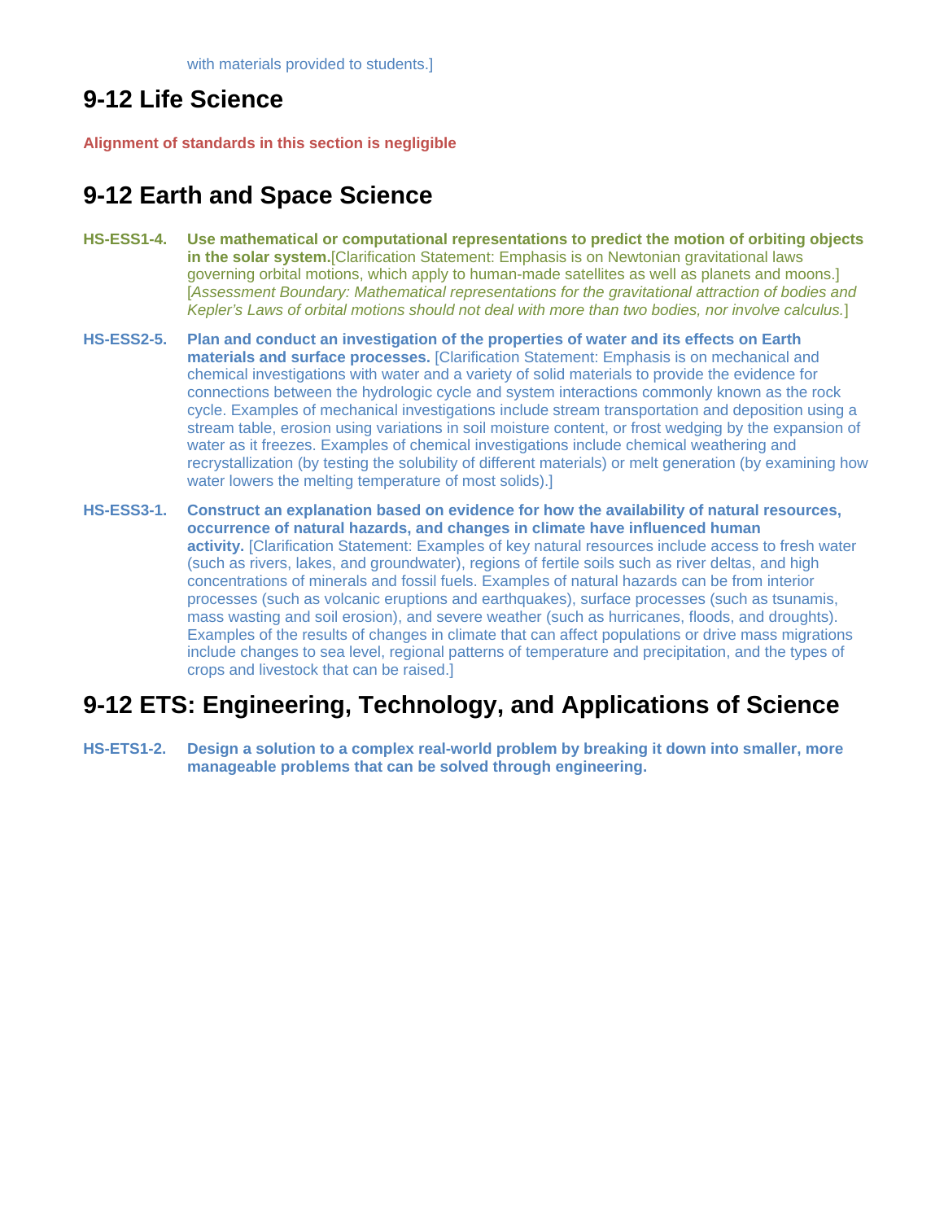with materials provided to students.]

## 9-12 Life Science

**Alignment of standards in this section is negligible**

## 9-12 Earth and Space Science

**HS-ESS1-4.** **Use mathematical or computational representations to predict the motion of orbiting objects in the solar system.**[Clarification Statement: Emphasis is on Newtonian gravitational laws governing orbital motions, which apply to human-made satellites as well as planets and moons.] [*Assessment Boundary: Mathematical representations for the gravitational attraction of bodies and Kepler's Laws of orbital motions should not deal with more than two bodies, nor involve calculus.*]

**HS-ESS2-5.** **Plan and conduct an investigation of the properties of water and its effects on Earth materials and surface processes.** [Clarification Statement: Emphasis is on mechanical and chemical investigations with water and a variety of solid materials to provide the evidence for connections between the hydrologic cycle and system interactions commonly known as the rock cycle. Examples of mechanical investigations include stream transportation and deposition using a stream table, erosion using variations in soil moisture content, or frost wedging by the expansion of water as it freezes. Examples of chemical investigations include chemical weathering and recrystallization (by testing the solubility of different materials) or melt generation (by examining how water lowers the melting temperature of most solids).]

**HS-ESS3-1.** **Construct an explanation based on evidence for how the availability of natural resources, occurrence of natural hazards, and changes in climate have influenced human activity.** [Clarification Statement: Examples of key natural resources include access to fresh water (such as rivers, lakes, and groundwater), regions of fertile soils such as river deltas, and high concentrations of minerals and fossil fuels. Examples of natural hazards can be from interior processes (such as volcanic eruptions and earthquakes), surface processes (such as tsunamis, mass wasting and soil erosion), and severe weather (such as hurricanes, floods, and droughts). Examples of the results of changes in climate that can affect populations or drive mass migrations include changes to sea level, regional patterns of temperature and precipitation, and the types of crops and livestock that can be raised.]

## 9-12 ETS: Engineering, Technology, and Applications of Science

**HS-ETS1-2.** **Design a solution to a complex real-world problem by breaking it down into smaller, more manageable problems that can be solved through engineering.**